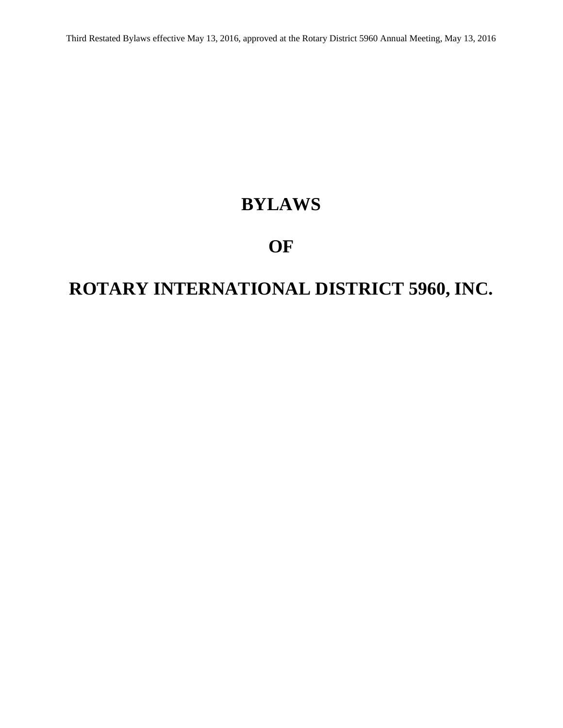# BYLAWS

# OF

# ROTARY INTERNATIONAL DISTRICT 5960, INC.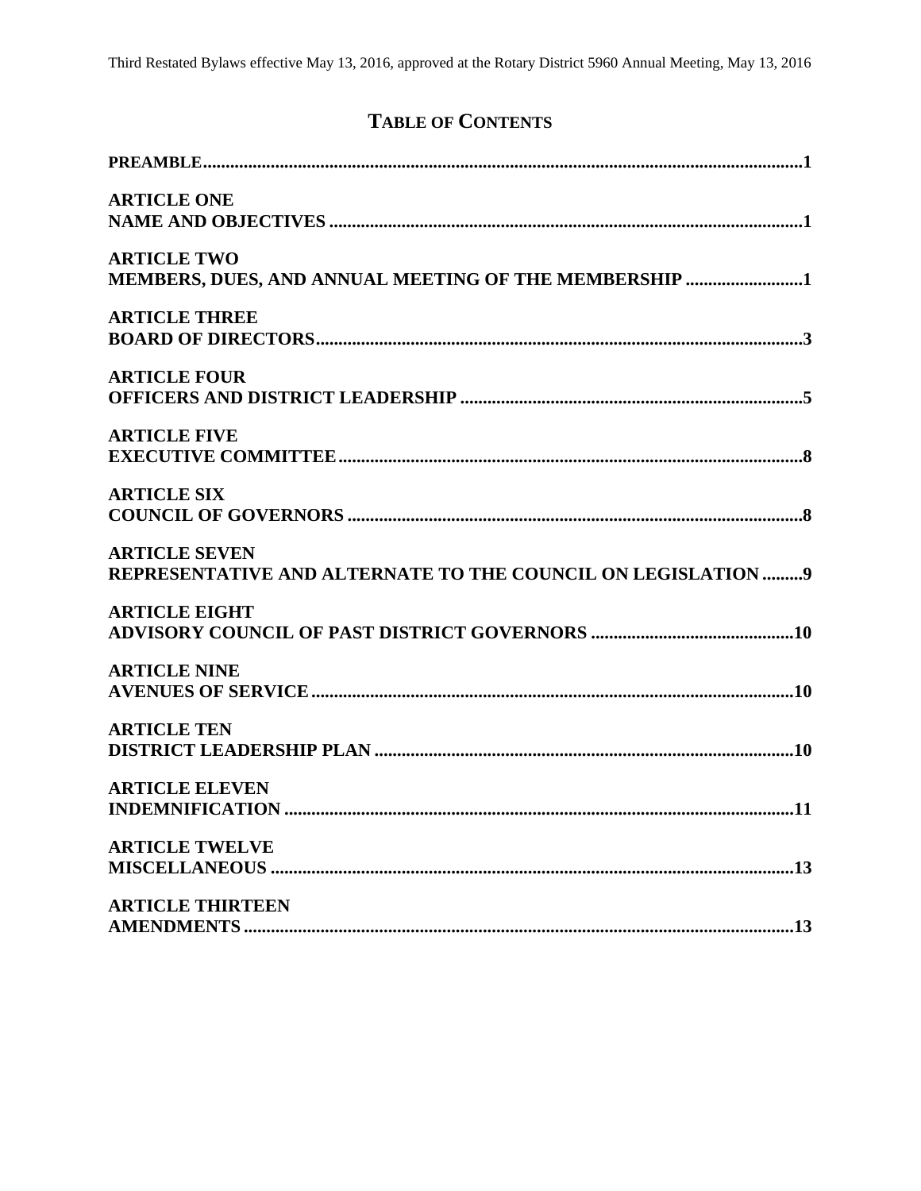# TABLE OF CONTENTS

**PREAMBLE** .......... **1**

**ARTICLE ONE**
**NAME AND OBJECTIVES** .......... **1**

**ARTICLE TWO**
**MEMBERS, DUES, AND ANNUAL MEETING OF THE MEMBERSHIP** .......... **1**

**ARTICLE THREE**
**BOARD OF DIRECTORS** .......... **3**

**ARTICLE FOUR**
**OFFICERS AND DISTRICT LEADERSHIP** .......... **5**

**ARTICLE FIVE**
**EXECUTIVE COMMITTEE** .......... **8**

**ARTICLE SIX**
**COUNCIL OF GOVERNORS** .......... **8**

**ARTICLE SEVEN**
**REPRESENTATIVE AND ALTERNATE TO THE COUNCIL ON LEGISLATION** .......... **9**

**ARTICLE EIGHT**
**ADVISORY COUNCIL OF PAST DISTRICT GOVERNORS** .......... **10**

**ARTICLE NINE**
**AVENUES OF SERVICE** .......... **10**

**ARTICLE TEN**
**DISTRICT LEADERSHIP PLAN** .......... **10**

**ARTICLE ELEVEN**
**INDEMNIFICATION** .......... **11**

**ARTICLE TWELVE**
**MISCELLANEOUS** .......... **13**

**ARTICLE THIRTEEN**
**AMENDMENTS** .......... **13**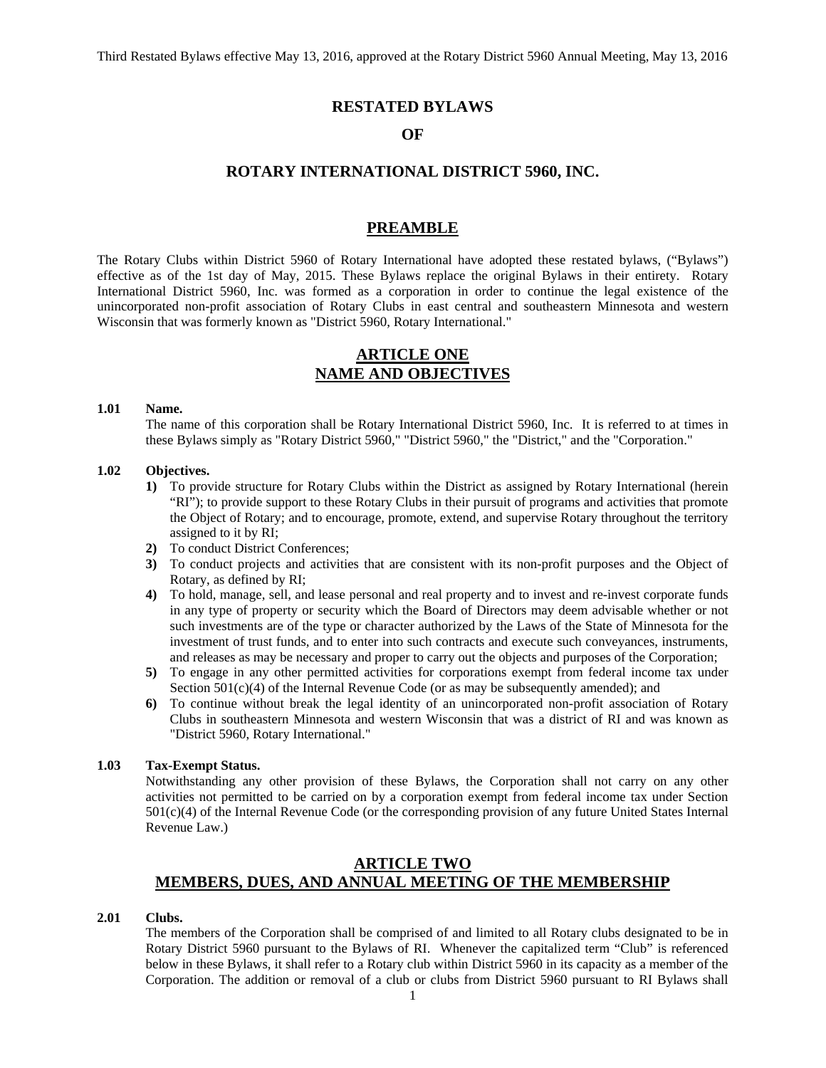# RESTATED BYLAWS

# OF

# ROTARY INTERNATIONAL DISTRICT 5960, INC.

## PREAMBLE

The Rotary Clubs within District 5960 of Rotary International have adopted these restated bylaws, ("Bylaws") effective as of the 1st day of May, 2015. These Bylaws replace the original Bylaws in their entirety. Rotary International District 5960, Inc. was formed as a corporation in order to continue the legal existence of the unincorporated non-profit association of Rotary Clubs in east central and southeastern Minnesota and western Wisconsin that was formerly known as "District 5960, Rotary International."

## ARTICLE ONE NAME AND OBJECTIVES

**1.01 Name.**

The name of this corporation shall be Rotary International District 5960, Inc. It is referred to at times in these Bylaws simply as "Rotary District 5960," "District 5960," the "District," and the "Corporation."

**1.02 Objectives.**

1) To provide structure for Rotary Clubs within the District as assigned by Rotary International (herein "RI"); to provide support to these Rotary Clubs in their pursuit of programs and activities that promote the Object of Rotary; and to encourage, promote, extend, and supervise Rotary throughout the territory assigned to it by RI;
2) To conduct District Conferences;
3) To conduct projects and activities that are consistent with its non-profit purposes and the Object of Rotary, as defined by RI;
4) To hold, manage, sell, and lease personal and real property and to invest and re-invest corporate funds in any type of property or security which the Board of Directors may deem advisable whether or not such investments are of the type or character authorized by the Laws of the State of Minnesota for the investment of trust funds, and to enter into such contracts and execute such conveyances, instruments, and releases as may be necessary and proper to carry out the objects and purposes of the Corporation;
5) To engage in any other permitted activities for corporations exempt from federal income tax under Section 501(c)(4) of the Internal Revenue Code (or as may be subsequently amended); and
6) To continue without break the legal identity of an unincorporated non-profit association of Rotary Clubs in southeastern Minnesota and western Wisconsin that was a district of RI and was known as "District 5960, Rotary International."

**1.03 Tax-Exempt Status.**

Notwithstanding any other provision of these Bylaws, the Corporation shall not carry on any other activities not permitted to be carried on by a corporation exempt from federal income tax under Section 501(c)(4) of the Internal Revenue Code (or the corresponding provision of any future United States Internal Revenue Law.)

## ARTICLE TWO MEMBERS, DUES, AND ANNUAL MEETING OF THE MEMBERSHIP

**2.01 Clubs.**

The members of the Corporation shall be comprised of and limited to all Rotary clubs designated to be in Rotary District 5960 pursuant to the Bylaws of RI. Whenever the capitalized term "Club" is referenced below in these Bylaws, it shall refer to a Rotary club within District 5960 in its capacity as a member of the Corporation. The addition or removal of a club or clubs from District 5960 pursuant to RI Bylaws shall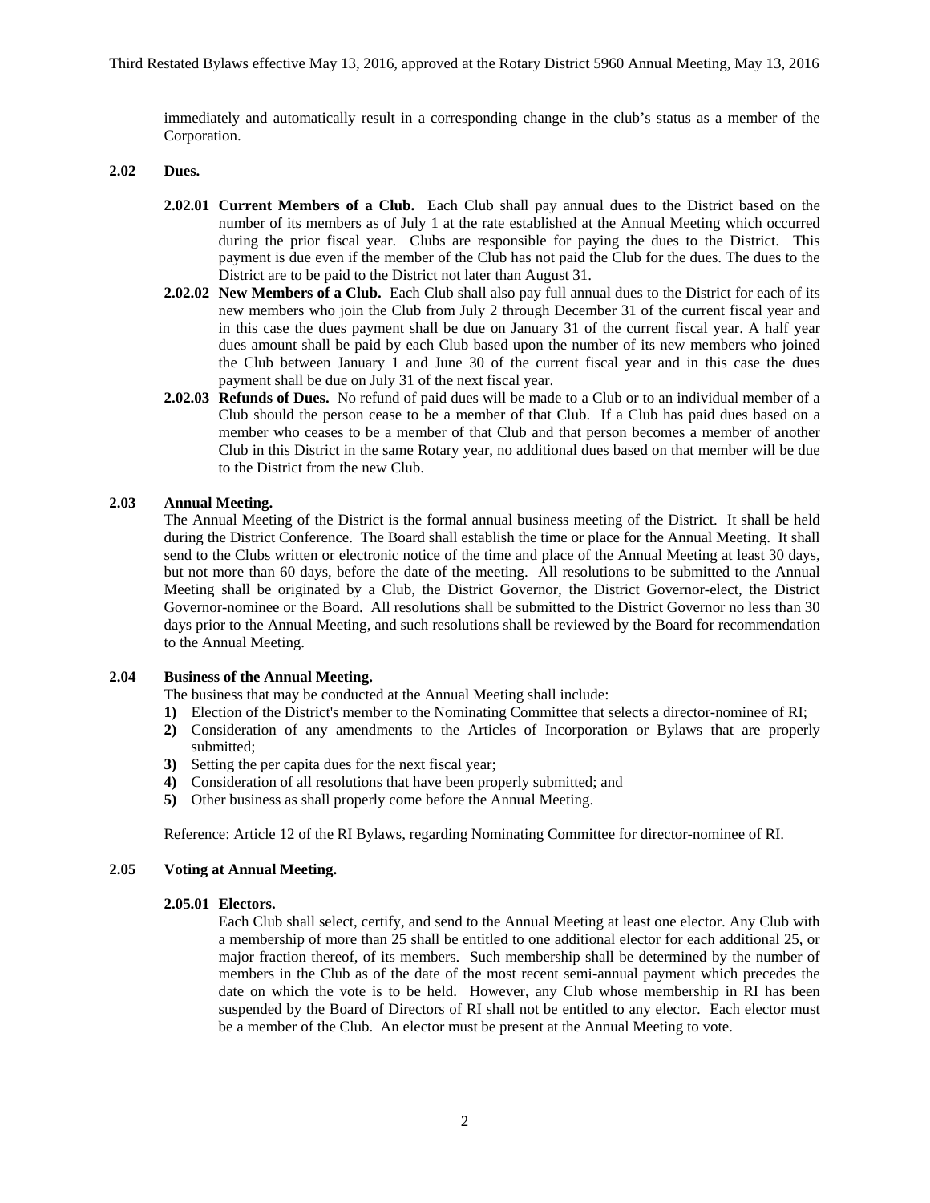immediately and automatically result in a corresponding change in the club's status as a member of the Corporation.

**2.02 Dues.**

**2.02.01 Current Members of a Club.** Each Club shall pay annual dues to the District based on the number of its members as of July 1 at the rate established at the Annual Meeting which occurred during the prior fiscal year. Clubs are responsible for paying the dues to the District. This payment is due even if the member of the Club has not paid the Club for the dues. The dues to the District are to be paid to the District not later than August 31.

**2.02.02 New Members of a Club.** Each Club shall also pay full annual dues to the District for each of its new members who join the Club from July 2 through December 31 of the current fiscal year and in this case the dues payment shall be due on January 31 of the current fiscal year. A half year dues amount shall be paid by each Club based upon the number of its new members who joined the Club between January 1 and June 30 of the current fiscal year and in this case the dues payment shall be due on July 31 of the next fiscal year.

**2.02.03 Refunds of Dues.** No refund of paid dues will be made to a Club or to an individual member of a Club should the person cease to be a member of that Club. If a Club has paid dues based on a member who ceases to be a member of that Club and that person becomes a member of another Club in this District in the same Rotary year, no additional dues based on that member will be due to the District from the new Club.

**2.03 Annual Meeting.**

The Annual Meeting of the District is the formal annual business meeting of the District. It shall be held during the District Conference. The Board shall establish the time or place for the Annual Meeting. It shall send to the Clubs written or electronic notice of the time and place of the Annual Meeting at least 30 days, but not more than 60 days, before the date of the meeting. All resolutions to be submitted to the Annual Meeting shall be originated by a Club, the District Governor, the District Governor-elect, the District Governor-nominee or the Board. All resolutions shall be submitted to the District Governor no less than 30 days prior to the Annual Meeting, and such resolutions shall be reviewed by the Board for recommendation to the Annual Meeting.

**2.04 Business of the Annual Meeting.**

The business that may be conducted at the Annual Meeting shall include:

**1)** Election of the District's member to the Nominating Committee that selects a director-nominee of RI;
**2)** Consideration of any amendments to the Articles of Incorporation or Bylaws that are properly submitted;
**3)** Setting the per capita dues for the next fiscal year;
**4)** Consideration of all resolutions that have been properly submitted; and
**5)** Other business as shall properly come before the Annual Meeting.

Reference: Article 12 of the RI Bylaws, regarding Nominating Committee for director-nominee of RI.

**2.05 Voting at Annual Meeting.**

**2.05.01 Electors.**

Each Club shall select, certify, and send to the Annual Meeting at least one elector. Any Club with a membership of more than 25 shall be entitled to one additional elector for each additional 25, or major fraction thereof, of its members. Such membership shall be determined by the number of members in the Club as of the date of the most recent semi-annual payment which precedes the date on which the vote is to be held. However, any Club whose membership in RI has been suspended by the Board of Directors of RI shall not be entitled to any elector. Each elector must be a member of the Club. An elector must be present at the Annual Meeting to vote.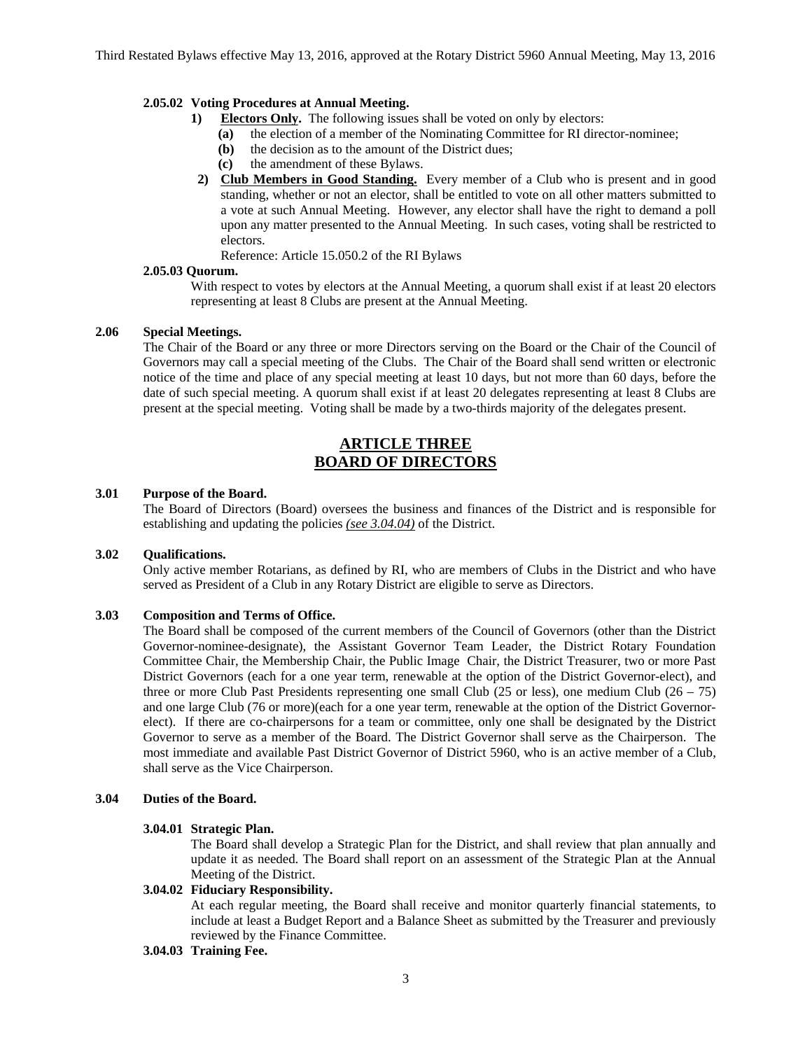**2.05.02 Voting Procedures at Annual Meeting.**

1) **Electors Only.** The following issues shall be voted on only by electors:
   - **(a)** the election of a member of the Nominating Committee for RI director-nominee;
   - **(b)** the decision as to the amount of the District dues;
   - **(c)** the amendment of these Bylaws.

2) **Club Members in Good Standing.** Every member of a Club who is present and in good standing, whether or not an elector, shall be entitled to vote on all other matters submitted to a vote at such Annual Meeting. However, any elector shall have the right to demand a poll upon any matter presented to the Annual Meeting. In such cases, voting shall be restricted to electors.

   Reference: Article 15.050.2 of the RI Bylaws

**2.05.03 Quorum.**

With respect to votes by electors at the Annual Meeting, a quorum shall exist if at least 20 electors representing at least 8 Clubs are present at the Annual Meeting.

**2.06 Special Meetings.**

The Chair of the Board or any three or more Directors serving on the Board or the Chair of the Council of Governors may call a special meeting of the Clubs. The Chair of the Board shall send written or electronic notice of the time and place of any special meeting at least 10 days, but not more than 60 days, before the date of such special meeting. A quorum shall exist if at least 20 delegates representing at least 8 Clubs are present at the special meeting. Voting shall be made by a two-thirds majority of the delegates present.

## ARTICLE THREE
## BOARD OF DIRECTORS

**3.01 Purpose of the Board.**

The Board of Directors (Board) oversees the business and finances of the District and is responsible for establishing and updating the policies *(see 3.04.04)* of the District.

**3.02 Qualifications.**

Only active member Rotarians, as defined by RI, who are members of Clubs in the District and who have served as President of a Club in any Rotary District are eligible to serve as Directors.

**3.03 Composition and Terms of Office.**

The Board shall be composed of the current members of the Council of Governors (other than the District Governor-nominee-designate), the Assistant Governor Team Leader, the District Rotary Foundation Committee Chair, the Membership Chair, the Public Image Chair, the District Treasurer, two or more Past District Governors (each for a one year term, renewable at the option of the District Governor-elect), and three or more Club Past Presidents representing one small Club (25 or less), one medium Club (26 – 75) and one large Club (76 or more)(each for a one year term, renewable at the option of the District Governor-elect). If there are co-chairpersons for a team or committee, only one shall be designated by the District Governor to serve as a member of the Board. The District Governor shall serve as the Chairperson. The most immediate and available Past District Governor of District 5960, who is an active member of a Club, shall serve as the Vice Chairperson.

**3.04 Duties of the Board.**

**3.04.01 Strategic Plan.**

The Board shall develop a Strategic Plan for the District, and shall review that plan annually and update it as needed. The Board shall report on an assessment of the Strategic Plan at the Annual Meeting of the District.

**3.04.02 Fiduciary Responsibility.**

At each regular meeting, the Board shall receive and monitor quarterly financial statements, to include at least a Budget Report and a Balance Sheet as submitted by the Treasurer and previously reviewed by the Finance Committee.

**3.04.03 Training Fee.**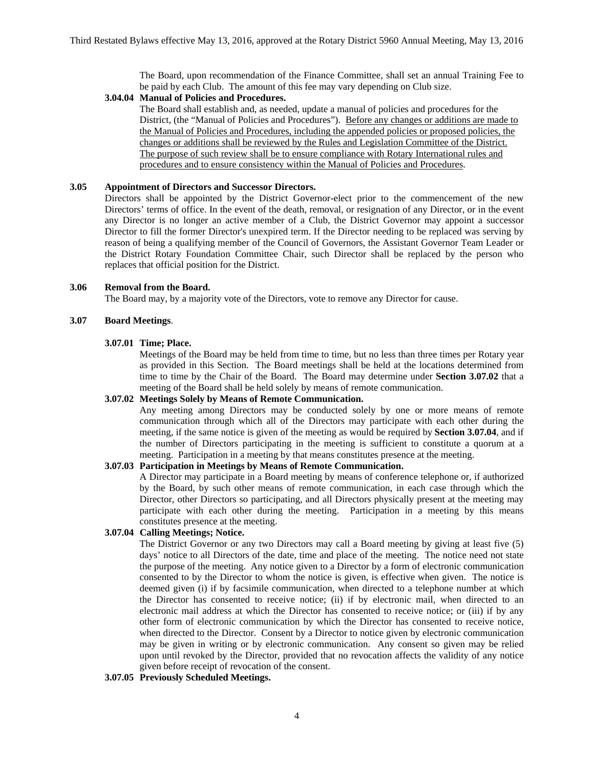The Board, upon recommendation of the Finance Committee, shall set an annual Training Fee to be paid by each Club. The amount of this fee may vary depending on Club size.

**3.04.04 Manual of Policies and Procedures.**

The Board shall establish and, as needed, update a manual of policies and procedures for the District, (the "Manual of Policies and Procedures"). <u>Before any changes or additions are made to the Manual of Policies and Procedures, including the appended policies or proposed policies, the changes or additions shall be reviewed by the Rules and Legislation Committee of the District. The purpose of such review shall be to ensure compliance with Rotary International rules and procedures and to ensure consistency within the Manual of Policies and Procedures</u>.

**3.05 Appointment of Directors and Successor Directors.**

Directors shall be appointed by the District Governor-elect prior to the commencement of the new Directors' terms of office. In the event of the death, removal, or resignation of any Director, or in the event any Director is no longer an active member of a Club, the District Governor may appoint a successor Director to fill the former Director's unexpired term. If the Director needing to be replaced was serving by reason of being a qualifying member of the Council of Governors, the Assistant Governor Team Leader or the District Rotary Foundation Committee Chair, such Director shall be replaced by the person who replaces that official position for the District.

**3.06 Removal from the Board.**

The Board may, by a majority vote of the Directors, vote to remove any Director for cause.

**3.07 Board Meetings**.

**3.07.01 Time; Place.**

Meetings of the Board may be held from time to time, but no less than three times per Rotary year as provided in this Section. The Board meetings shall be held at the locations determined from time to time by the Chair of the Board. The Board may determine under **Section 3.07.02** that a meeting of the Board shall be held solely by means of remote communication.

**3.07.02 Meetings Solely by Means of Remote Communication.**

Any meeting among Directors may be conducted solely by one or more means of remote communication through which all of the Directors may participate with each other during the meeting, if the same notice is given of the meeting as would be required by **Section 3.07.04**, and if the number of Directors participating in the meeting is sufficient to constitute a quorum at a meeting. Participation in a meeting by that means constitutes presence at the meeting.

**3.07.03 Participation in Meetings by Means of Remote Communication.**

A Director may participate in a Board meeting by means of conference telephone or, if authorized by the Board, by such other means of remote communication, in each case through which the Director, other Directors so participating, and all Directors physically present at the meeting may participate with each other during the meeting. Participation in a meeting by this means constitutes presence at the meeting.

**3.07.04 Calling Meetings; Notice.**

The District Governor or any two Directors may call a Board meeting by giving at least five (5) days' notice to all Directors of the date, time and place of the meeting. The notice need not state the purpose of the meeting. Any notice given to a Director by a form of electronic communication consented to by the Director to whom the notice is given, is effective when given. The notice is deemed given (i) if by facsimile communication, when directed to a telephone number at which the Director has consented to receive notice; (ii) if by electronic mail, when directed to an electronic mail address at which the Director has consented to receive notice; or (iii) if by any other form of electronic communication by which the Director has consented to receive notice, when directed to the Director. Consent by a Director to notice given by electronic communication may be given in writing or by electronic communication. Any consent so given may be relied upon until revoked by the Director, provided that no revocation affects the validity of any notice given before receipt of revocation of the consent.

**3.07.05 Previously Scheduled Meetings.**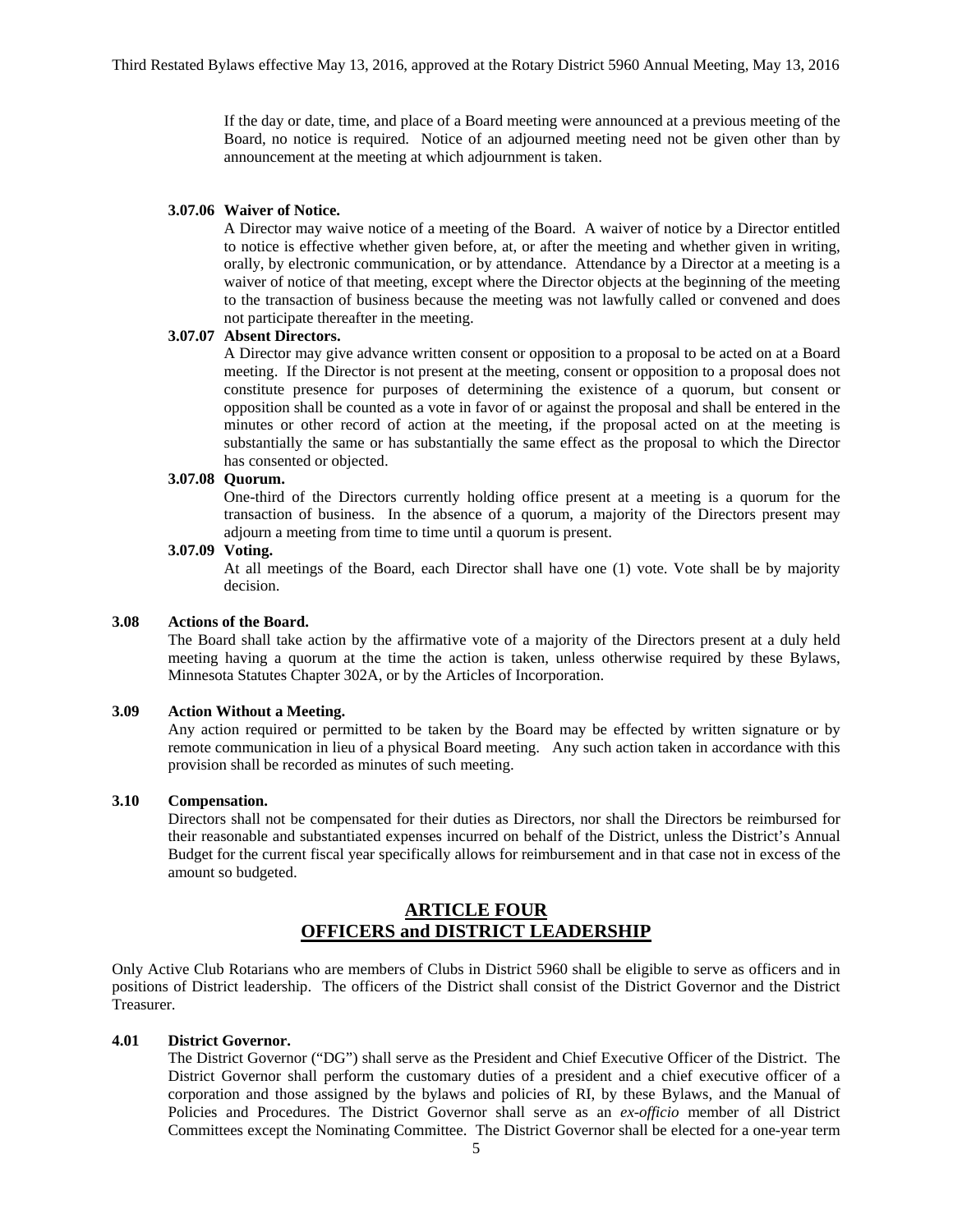If the day or date, time, and place of a Board meeting were announced at a previous meeting of the Board, no notice is required. Notice of an adjourned meeting need not be given other than by announcement at the meeting at which adjournment is taken.

**3.07.06 Waiver of Notice.**

A Director may waive notice of a meeting of the Board. A waiver of notice by a Director entitled to notice is effective whether given before, at, or after the meeting and whether given in writing, orally, by electronic communication, or by attendance. Attendance by a Director at a meeting is a waiver of notice of that meeting, except where the Director objects at the beginning of the meeting to the transaction of business because the meeting was not lawfully called or convened and does not participate thereafter in the meeting.

**3.07.07 Absent Directors.**

A Director may give advance written consent or opposition to a proposal to be acted on at a Board meeting. If the Director is not present at the meeting, consent or opposition to a proposal does not constitute presence for purposes of determining the existence of a quorum, but consent or opposition shall be counted as a vote in favor of or against the proposal and shall be entered in the minutes or other record of action at the meeting, if the proposal acted on at the meeting is substantially the same or has substantially the same effect as the proposal to which the Director has consented or objected.

**3.07.08 Quorum.**

One-third of the Directors currently holding office present at a meeting is a quorum for the transaction of business. In the absence of a quorum, a majority of the Directors present may adjourn a meeting from time to time until a quorum is present.

**3.07.09 Voting.**

At all meetings of the Board, each Director shall have one (1) vote. Vote shall be by majority decision.

**3.08 Actions of the Board.**

The Board shall take action by the affirmative vote of a majority of the Directors present at a duly held meeting having a quorum at the time the action is taken, unless otherwise required by these Bylaws, Minnesota Statutes Chapter 302A, or by the Articles of Incorporation.

**3.09 Action Without a Meeting.**

Any action required or permitted to be taken by the Board may be effected by written signature or by remote communication in lieu of a physical Board meeting. Any such action taken in accordance with this provision shall be recorded as minutes of such meeting.

**3.10 Compensation.**

Directors shall not be compensated for their duties as Directors, nor shall the Directors be reimbursed for their reasonable and substantiated expenses incurred on behalf of the District, unless the District's Annual Budget for the current fiscal year specifically allows for reimbursement and in that case not in excess of the amount so budgeted.

## ARTICLE FOUR
## OFFICERS and DISTRICT LEADERSHIP

Only Active Club Rotarians who are members of Clubs in District 5960 shall be eligible to serve as officers and in positions of District leadership. The officers of the District shall consist of the District Governor and the District Treasurer.

**4.01 District Governor.**

The District Governor ("DG") shall serve as the President and Chief Executive Officer of the District. The District Governor shall perform the customary duties of a president and a chief executive officer of a corporation and those assigned by the bylaws and policies of RI, by these Bylaws, and the Manual of Policies and Procedures. The District Governor shall serve as an *ex-officio* member of all District Committees except the Nominating Committee. The District Governor shall be elected for a one-year term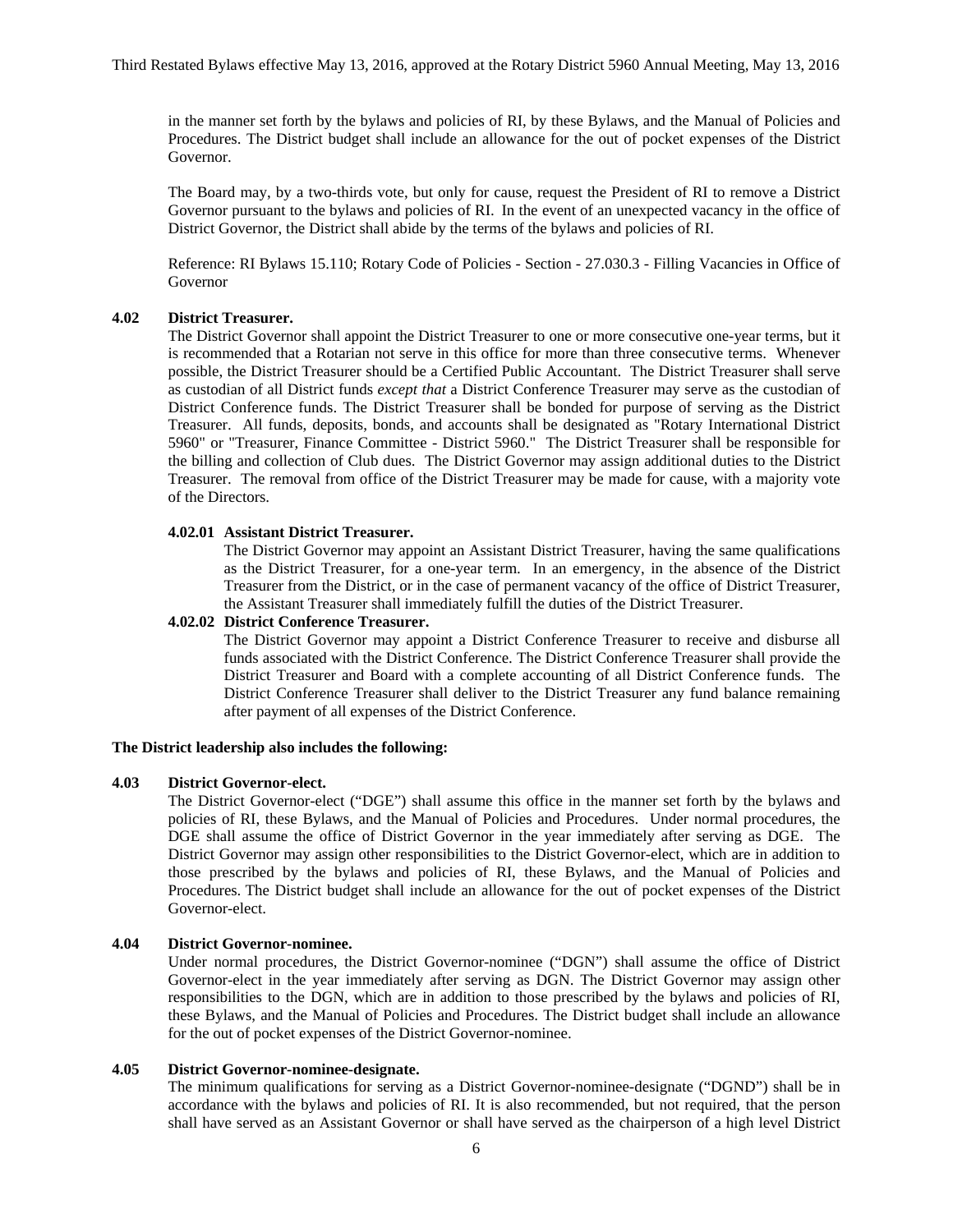in the manner set forth by the bylaws and policies of RI, by these Bylaws, and the Manual of Policies and Procedures. The District budget shall include an allowance for the out of pocket expenses of the District Governor.

The Board may, by a two-thirds vote, but only for cause, request the President of RI to remove a District Governor pursuant to the bylaws and policies of RI. In the event of an unexpected vacancy in the office of District Governor, the District shall abide by the terms of the bylaws and policies of RI.

Reference: RI Bylaws 15.110; Rotary Code of Policies - Section - 27.030.3 - Filling Vacancies in Office of Governor

**4.02 District Treasurer.**

The District Governor shall appoint the District Treasurer to one or more consecutive one-year terms, but it is recommended that a Rotarian not serve in this office for more than three consecutive terms. Whenever possible, the District Treasurer should be a Certified Public Accountant. The District Treasurer shall serve as custodian of all District funds *except that* a District Conference Treasurer may serve as the custodian of District Conference funds. The District Treasurer shall be bonded for purpose of serving as the District Treasurer. All funds, deposits, bonds, and accounts shall be designated as "Rotary International District 5960" or "Treasurer, Finance Committee - District 5960." The District Treasurer shall be responsible for the billing and collection of Club dues. The District Governor may assign additional duties to the District Treasurer. The removal from office of the District Treasurer may be made for cause, with a majority vote of the Directors.

**4.02.01 Assistant District Treasurer.**

The District Governor may appoint an Assistant District Treasurer, having the same qualifications as the District Treasurer, for a one-year term. In an emergency, in the absence of the District Treasurer from the District, or in the case of permanent vacancy of the office of District Treasurer, the Assistant Treasurer shall immediately fulfill the duties of the District Treasurer.

**4.02.02 District Conference Treasurer.**

The District Governor may appoint a District Conference Treasurer to receive and disburse all funds associated with the District Conference. The District Conference Treasurer shall provide the District Treasurer and Board with a complete accounting of all District Conference funds. The District Conference Treasurer shall deliver to the District Treasurer any fund balance remaining after payment of all expenses of the District Conference.

**The District leadership also includes the following:**

**4.03 District Governor-elect.**

The District Governor-elect ("DGE") shall assume this office in the manner set forth by the bylaws and policies of RI, these Bylaws, and the Manual of Policies and Procedures. Under normal procedures, the DGE shall assume the office of District Governor in the year immediately after serving as DGE. The District Governor may assign other responsibilities to the District Governor-elect, which are in addition to those prescribed by the bylaws and policies of RI, these Bylaws, and the Manual of Policies and Procedures. The District budget shall include an allowance for the out of pocket expenses of the District Governor-elect.

**4.04 District Governor-nominee.**

Under normal procedures, the District Governor-nominee ("DGN") shall assume the office of District Governor-elect in the year immediately after serving as DGN. The District Governor may assign other responsibilities to the DGN, which are in addition to those prescribed by the bylaws and policies of RI, these Bylaws, and the Manual of Policies and Procedures. The District budget shall include an allowance for the out of pocket expenses of the District Governor-nominee.

**4.05 District Governor-nominee-designate.**

The minimum qualifications for serving as a District Governor-nominee-designate ("DGND") shall be in accordance with the bylaws and policies of RI. It is also recommended, but not required, that the person shall have served as an Assistant Governor or shall have served as the chairperson of a high level District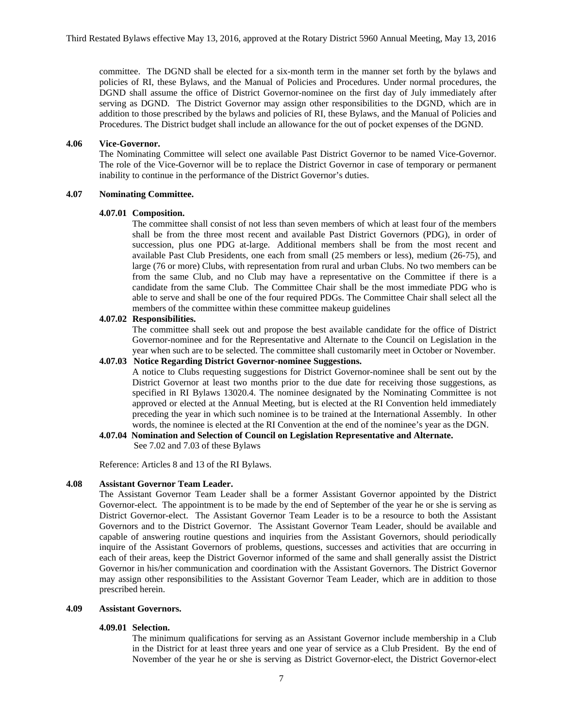committee. The DGND shall be elected for a six-month term in the manner set forth by the bylaws and policies of RI, these Bylaws, and the Manual of Policies and Procedures. Under normal procedures, the DGND shall assume the office of District Governor-nominee on the first day of July immediately after serving as DGND. The District Governor may assign other responsibilities to the DGND, which are in addition to those prescribed by the bylaws and policies of RI, these Bylaws, and the Manual of Policies and Procedures. The District budget shall include an allowance for the out of pocket expenses of the DGND.

**4.06 Vice-Governor.**

The Nominating Committee will select one available Past District Governor to be named Vice-Governor. The role of the Vice-Governor will be to replace the District Governor in case of temporary or permanent inability to continue in the performance of the District Governor's duties.

**4.07 Nominating Committee.**

**4.07.01 Composition.**

The committee shall consist of not less than seven members of which at least four of the members shall be from the three most recent and available Past District Governors (PDG), in order of succession, plus one PDG at-large. Additional members shall be from the most recent and available Past Club Presidents, one each from small (25 members or less), medium (26-75), and large (76 or more) Clubs, with representation from rural and urban Clubs. No two members can be from the same Club, and no Club may have a representative on the Committee if there is a candidate from the same Club. The Committee Chair shall be the most immediate PDG who is able to serve and shall be one of the four required PDGs. The Committee Chair shall select all the members of the committee within these committee makeup guidelines

**4.07.02 Responsibilities.**

The committee shall seek out and propose the best available candidate for the office of District Governor-nominee and for the Representative and Alternate to the Council on Legislation in the year when such are to be selected. The committee shall customarily meet in October or November.

**4.07.03 Notice Regarding District Governor-nominee Suggestions.**

A notice to Clubs requesting suggestions for District Governor-nominee shall be sent out by the District Governor at least two months prior to the due date for receiving those suggestions, as specified in RI Bylaws 13020.4. The nominee designated by the Nominating Committee is not approved or elected at the Annual Meeting, but is elected at the RI Convention held immediately preceding the year in which such nominee is to be trained at the International Assembly. In other words, the nominee is elected at the RI Convention at the end of the nominee's year as the DGN.

**4.07.04 Nomination and Selection of Council on Legislation Representative and Alternate.**

See 7.02 and 7.03 of these Bylaws

Reference: Articles 8 and 13 of the RI Bylaws.

**4.08 Assistant Governor Team Leader.**

The Assistant Governor Team Leader shall be a former Assistant Governor appointed by the District Governor-elect. The appointment is to be made by the end of September of the year he or she is serving as District Governor-elect. The Assistant Governor Team Leader is to be a resource to both the Assistant Governors and to the District Governor. The Assistant Governor Team Leader, should be available and capable of answering routine questions and inquiries from the Assistant Governors, should periodically inquire of the Assistant Governors of problems, questions, successes and activities that are occurring in each of their areas, keep the District Governor informed of the same and shall generally assist the District Governor in his/her communication and coordination with the Assistant Governors. The District Governor may assign other responsibilities to the Assistant Governor Team Leader, which are in addition to those prescribed herein.

**4.09 Assistant Governors.**

**4.09.01 Selection.**

The minimum qualifications for serving as an Assistant Governor include membership in a Club in the District for at least three years and one year of service as a Club President. By the end of November of the year he or she is serving as District Governor-elect, the District Governor-elect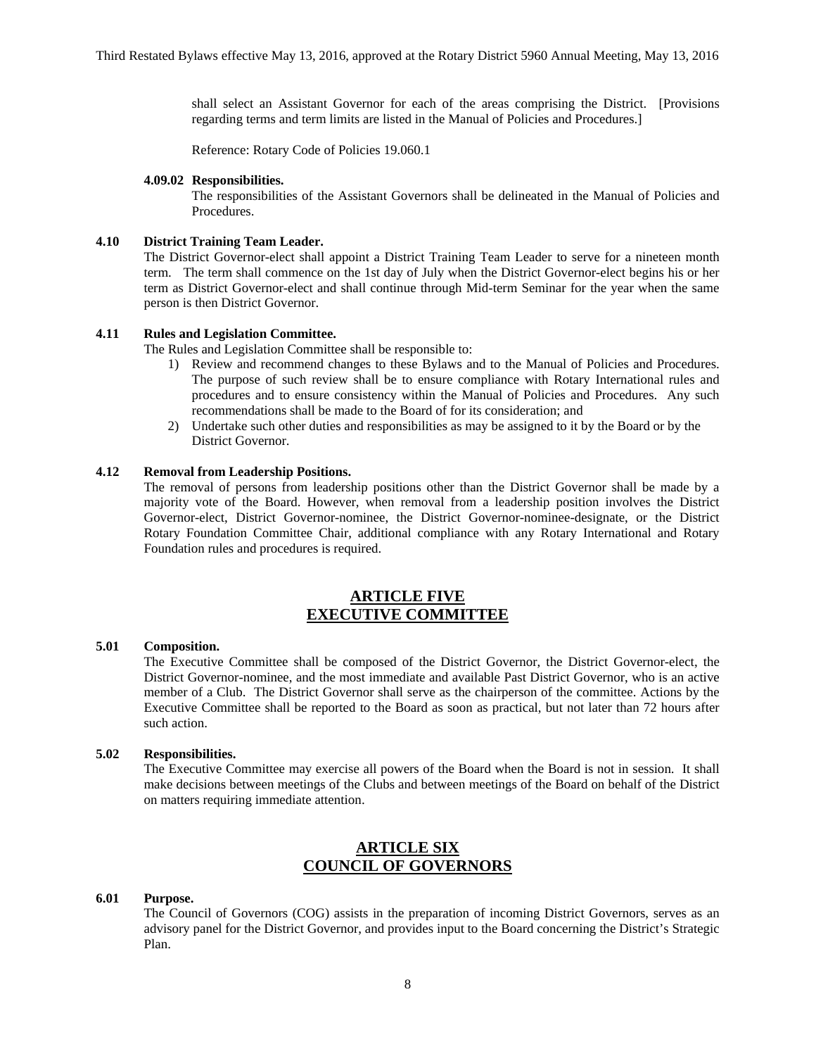shall select an Assistant Governor for each of the areas comprising the District. [Provisions regarding terms and term limits are listed in the Manual of Policies and Procedures.]

Reference: Rotary Code of Policies 19.060.1

**4.09.02 Responsibilities.**
The responsibilities of the Assistant Governors shall be delineated in the Manual of Policies and Procedures.

**4.10 District Training Team Leader.**
The District Governor-elect shall appoint a District Training Team Leader to serve for a nineteen month term. The term shall commence on the 1st day of July when the District Governor-elect begins his or her term as District Governor-elect and shall continue through Mid-term Seminar for the year when the same person is then District Governor.

**4.11 Rules and Legislation Committee.**
The Rules and Legislation Committee shall be responsible to:

1) Review and recommend changes to these Bylaws and to the Manual of Policies and Procedures. The purpose of such review shall be to ensure compliance with Rotary International rules and procedures and to ensure consistency within the Manual of Policies and Procedures. Any such recommendations shall be made to the Board of for its consideration; and
2) Undertake such other duties and responsibilities as may be assigned to it by the Board or by the District Governor.

**4.12 Removal from Leadership Positions.**
The removal of persons from leadership positions other than the District Governor shall be made by a majority vote of the Board. However, when removal from a leadership position involves the District Governor-elect, District Governor-nominee, the District Governor-nominee-designate, or the District Rotary Foundation Committee Chair, additional compliance with any Rotary International and Rotary Foundation rules and procedures is required.

## ARTICLE FIVE
## EXECUTIVE COMMITTEE

**5.01 Composition.**
The Executive Committee shall be composed of the District Governor, the District Governor-elect, the District Governor-nominee, and the most immediate and available Past District Governor, who is an active member of a Club. The District Governor shall serve as the chairperson of the committee. Actions by the Executive Committee shall be reported to the Board as soon as practical, but not later than 72 hours after such action.

**5.02 Responsibilities.**
The Executive Committee may exercise all powers of the Board when the Board is not in session. It shall make decisions between meetings of the Clubs and between meetings of the Board on behalf of the District on matters requiring immediate attention.

## ARTICLE SIX
## COUNCIL OF GOVERNORS

**6.01 Purpose.**
The Council of Governors (COG) assists in the preparation of incoming District Governors, serves as an advisory panel for the District Governor, and provides input to the Board concerning the District's Strategic Plan.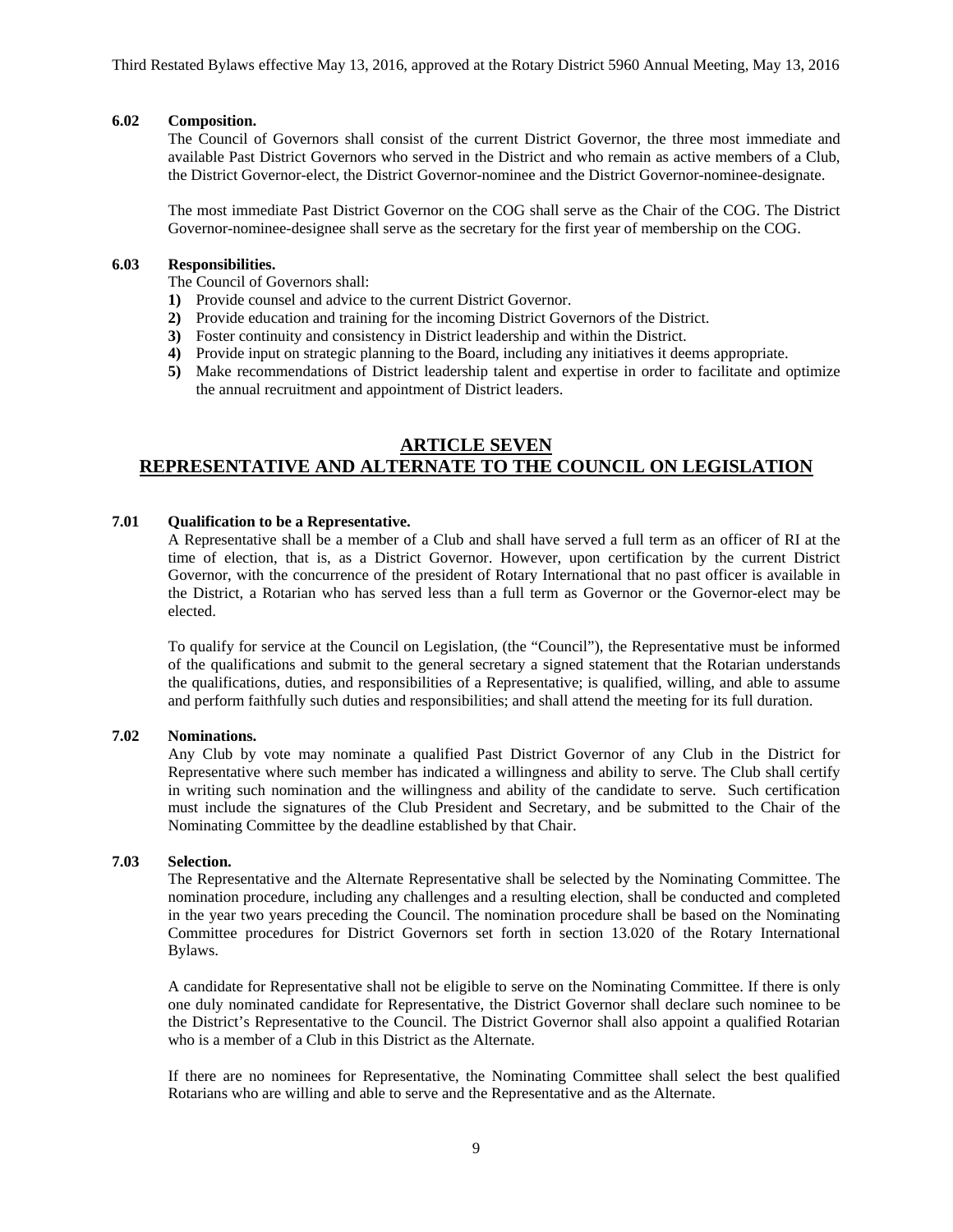**6.02 Composition.**

The Council of Governors shall consist of the current District Governor, the three most immediate and available Past District Governors who served in the District and who remain as active members of a Club, the District Governor-elect, the District Governor-nominee and the District Governor-nominee-designate.

The most immediate Past District Governor on the COG shall serve as the Chair of the COG. The District Governor-nominee-designee shall serve as the secretary for the first year of membership on the COG.

**6.03 Responsibilities.**

The Council of Governors shall:

1) Provide counsel and advice to the current District Governor.
2) Provide education and training for the incoming District Governors of the District.
3) Foster continuity and consistency in District leadership and within the District.
4) Provide input on strategic planning to the Board, including any initiatives it deems appropriate.
5) Make recommendations of District leadership talent and expertise in order to facilitate and optimize the annual recruitment and appointment of District leaders.

## ARTICLE SEVEN
## REPRESENTATIVE AND ALTERNATE TO THE COUNCIL ON LEGISLATION

**7.01 Qualification to be a Representative.**

A Representative shall be a member of a Club and shall have served a full term as an officer of RI at the time of election, that is, as a District Governor. However, upon certification by the current District Governor, with the concurrence of the president of Rotary International that no past officer is available in the District, a Rotarian who has served less than a full term as Governor or the Governor-elect may be elected.

To qualify for service at the Council on Legislation, (the "Council"), the Representative must be informed of the qualifications and submit to the general secretary a signed statement that the Rotarian understands the qualifications, duties, and responsibilities of a Representative; is qualified, willing, and able to assume and perform faithfully such duties and responsibilities; and shall attend the meeting for its full duration.

**7.02 Nominations.**

Any Club by vote may nominate a qualified Past District Governor of any Club in the District for Representative where such member has indicated a willingness and ability to serve. The Club shall certify in writing such nomination and the willingness and ability of the candidate to serve. Such certification must include the signatures of the Club President and Secretary, and be submitted to the Chair of the Nominating Committee by the deadline established by that Chair.

**7.03 Selection.**

The Representative and the Alternate Representative shall be selected by the Nominating Committee. The nomination procedure, including any challenges and a resulting election, shall be conducted and completed in the year two years preceding the Council. The nomination procedure shall be based on the Nominating Committee procedures for District Governors set forth in section 13.020 of the Rotary International Bylaws.

A candidate for Representative shall not be eligible to serve on the Nominating Committee. If there is only one duly nominated candidate for Representative, the District Governor shall declare such nominee to be the District's Representative to the Council. The District Governor shall also appoint a qualified Rotarian who is a member of a Club in this District as the Alternate.

If there are no nominees for Representative, the Nominating Committee shall select the best qualified Rotarians who are willing and able to serve and the Representative and as the Alternate.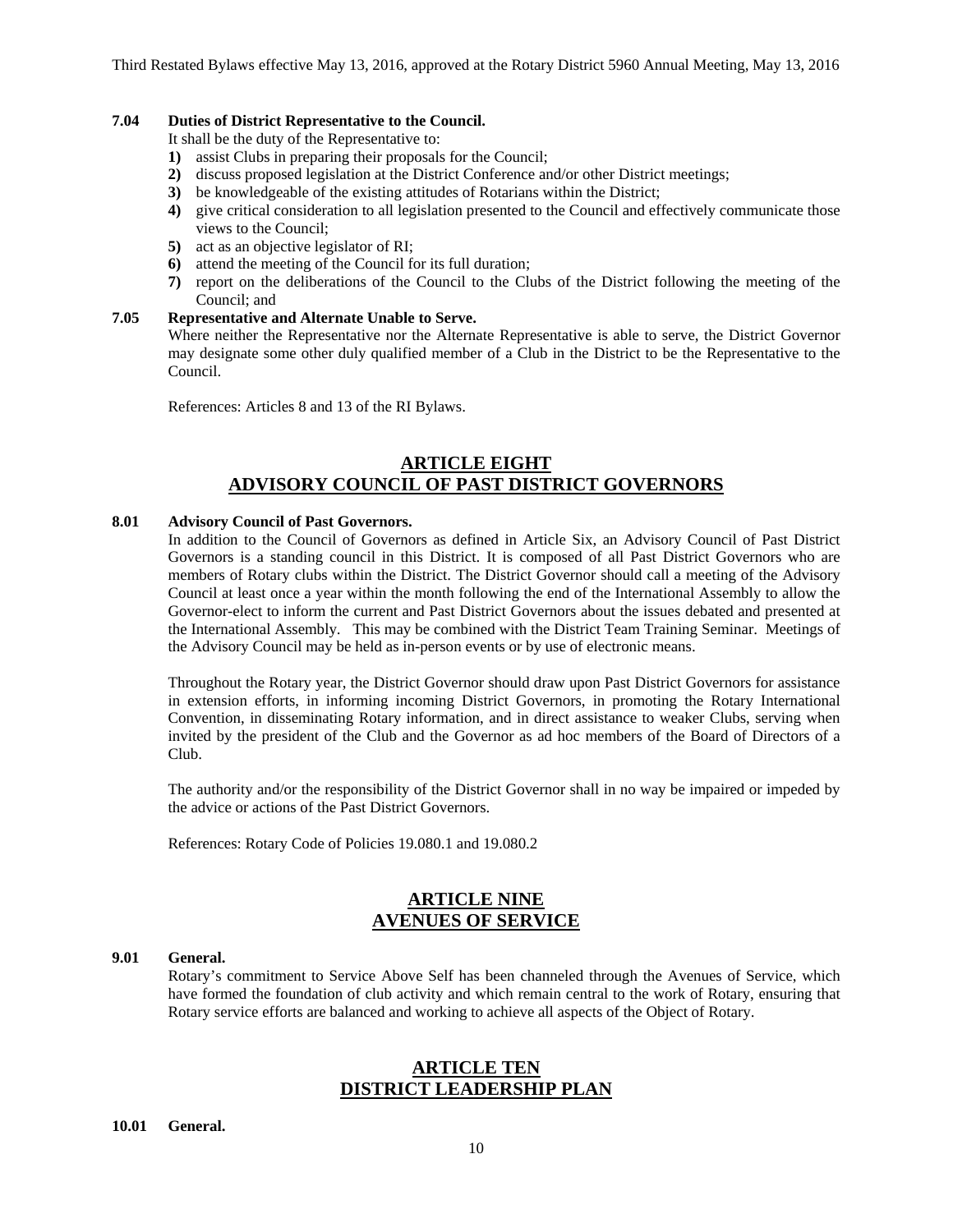**7.04 Duties of District Representative to the Council.**

It shall be the duty of the Representative to:

**1)** assist Clubs in preparing their proposals for the Council;
**2)** discuss proposed legislation at the District Conference and/or other District meetings;
**3)** be knowledgeable of the existing attitudes of Rotarians within the District;
**4)** give critical consideration to all legislation presented to the Council and effectively communicate those views to the Council;
**5)** act as an objective legislator of RI;
**6)** attend the meeting of the Council for its full duration;
**7)** report on the deliberations of the Council to the Clubs of the District following the meeting of the Council; and

**7.05 Representative and Alternate Unable to Serve.**

Where neither the Representative nor the Alternate Representative is able to serve, the District Governor may designate some other duly qualified member of a Club in the District to be the Representative to the Council.

References: Articles 8 and 13 of the RI Bylaws.

## ARTICLE EIGHT
## ADVISORY COUNCIL OF PAST DISTRICT GOVERNORS

**8.01 Advisory Council of Past Governors.**

In addition to the Council of Governors as defined in Article Six, an Advisory Council of Past District Governors is a standing council in this District. It is composed of all Past District Governors who are members of Rotary clubs within the District. The District Governor should call a meeting of the Advisory Council at least once a year within the month following the end of the International Assembly to allow the Governor-elect to inform the current and Past District Governors about the issues debated and presented at the International Assembly. This may be combined with the District Team Training Seminar. Meetings of the Advisory Council may be held as in-person events or by use of electronic means.

Throughout the Rotary year, the District Governor should draw upon Past District Governors for assistance in extension efforts, in informing incoming District Governors, in promoting the Rotary International Convention, in disseminating Rotary information, and in direct assistance to weaker Clubs, serving when invited by the president of the Club and the Governor as ad hoc members of the Board of Directors of a Club.

The authority and/or the responsibility of the District Governor shall in no way be impaired or impeded by the advice or actions of the Past District Governors.

References: Rotary Code of Policies 19.080.1 and 19.080.2

## ARTICLE NINE
## AVENUES OF SERVICE

**9.01 General.**

Rotary's commitment to Service Above Self has been channeled through the Avenues of Service, which have formed the foundation of club activity and which remain central to the work of Rotary, ensuring that Rotary service efforts are balanced and working to achieve all aspects of the Object of Rotary.

## ARTICLE TEN
## DISTRICT LEADERSHIP PLAN

**10.01 General.**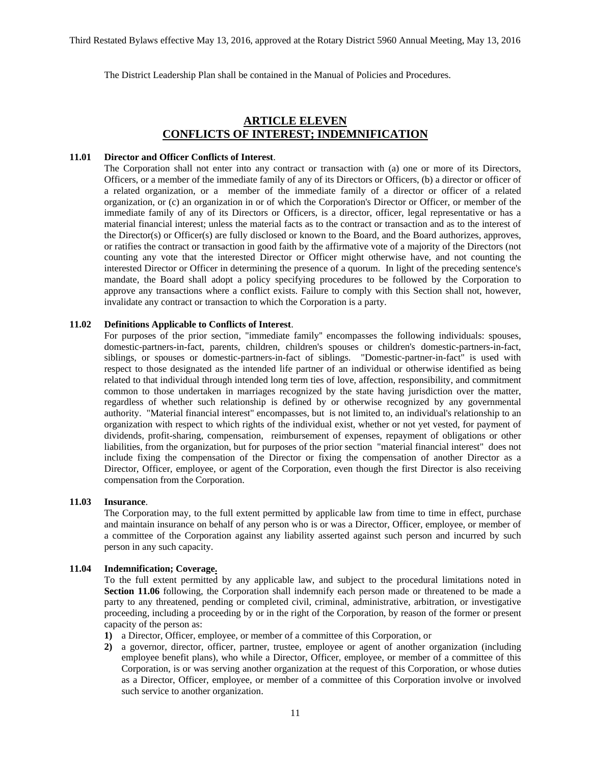The District Leadership Plan shall be contained in the Manual of Policies and Procedures.

## ARTICLE ELEVEN
## CONFLICTS OF INTEREST; INDEMNIFICATION

**11.01 Director and Officer Conflicts of Interest**.

The Corporation shall not enter into any contract or transaction with (a) one or more of its Directors, Officers, or a member of the immediate family of any of its Directors or Officers, (b) a director or officer of a related organization, or a member of the immediate family of a director or officer of a related organization, or (c) an organization in or of which the Corporation's Director or Officer, or member of the immediate family of any of its Directors or Officers, is a director, officer, legal representative or has a material financial interest; unless the material facts as to the contract or transaction and as to the interest of the Director(s) or Officer(s) are fully disclosed or known to the Board, and the Board authorizes, approves, or ratifies the contract or transaction in good faith by the affirmative vote of a majority of the Directors (not counting any vote that the interested Director or Officer might otherwise have, and not counting the interested Director or Officer in determining the presence of a quorum. In light of the preceding sentence's mandate, the Board shall adopt a policy specifying procedures to be followed by the Corporation to approve any transactions where a conflict exists. Failure to comply with this Section shall not, however, invalidate any contract or transaction to which the Corporation is a party.

**11.02 Definitions Applicable to Conflicts of Interest**.

For purposes of the prior section, "immediate family" encompasses the following individuals: spouses, domestic-partners-in-fact, parents, children, children's spouses or children's domestic-partners-in-fact, siblings, or spouses or domestic-partners-in-fact of siblings. "Domestic-partner-in-fact" is used with respect to those designated as the intended life partner of an individual or otherwise identified as being related to that individual through intended long term ties of love, affection, responsibility, and commitment common to those undertaken in marriages recognized by the state having jurisdiction over the matter, regardless of whether such relationship is defined by or otherwise recognized by any governmental authority. "Material financial interest" encompasses, but is not limited to, an individual's relationship to an organization with respect to which rights of the individual exist, whether or not yet vested, for payment of dividends, profit-sharing, compensation, reimbursement of expenses, repayment of obligations or other liabilities, from the organization, but for purposes of the prior section "material financial interest" does not include fixing the compensation of the Director or fixing the compensation of another Director as a Director, Officer, employee, or agent of the Corporation, even though the first Director is also receiving compensation from the Corporation.

**11.03 Insurance**.

The Corporation may, to the full extent permitted by applicable law from time to time in effect, purchase and maintain insurance on behalf of any person who is or was a Director, Officer, employee, or member of a committee of the Corporation against any liability asserted against such person and incurred by such person in any such capacity.

**11.04 Indemnification; Coverage.**

To the full extent permitted by any applicable law, and subject to the procedural limitations noted in **Section 11.06** following, the Corporation shall indemnify each person made or threatened to be made a party to any threatened, pending or completed civil, criminal, administrative, arbitration, or investigative proceeding, including a proceeding by or in the right of the Corporation, by reason of the former or present capacity of the person as:

**1)** a Director, Officer, employee, or member of a committee of this Corporation, or

**2)** a governor, director, officer, partner, trustee, employee or agent of another organization (including employee benefit plans), who while a Director, Officer, employee, or member of a committee of this Corporation, is or was serving another organization at the request of this Corporation, or whose duties as a Director, Officer, employee, or member of a committee of this Corporation involve or involved such service to another organization.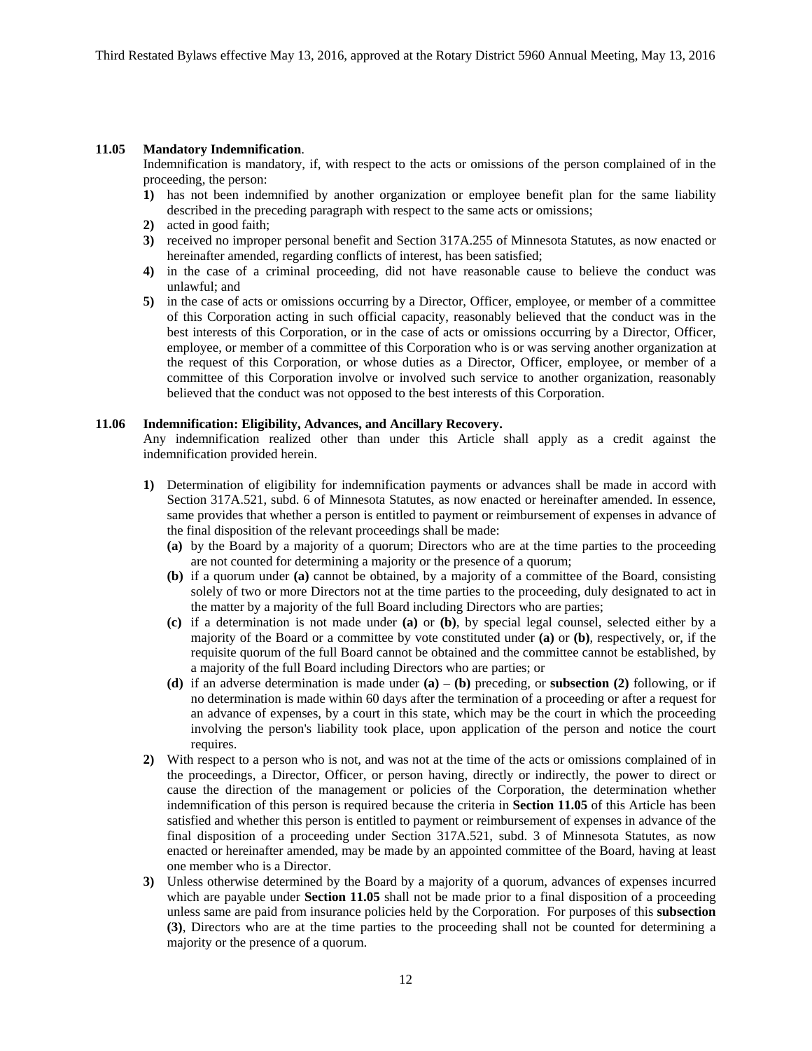**11.05 Mandatory Indemnification**.

Indemnification is mandatory, if, with respect to the acts or omissions of the person complained of in the proceeding, the person:

**1)** has not been indemnified by another organization or employee benefit plan for the same liability described in the preceding paragraph with respect to the same acts or omissions;

**2)** acted in good faith;

**3)** received no improper personal benefit and Section 317A.255 of Minnesota Statutes, as now enacted or hereinafter amended, regarding conflicts of interest, has been satisfied;

**4)** in the case of a criminal proceeding, did not have reasonable cause to believe the conduct was unlawful; and

**5)** in the case of acts or omissions occurring by a Director, Officer, employee, or member of a committee of this Corporation acting in such official capacity, reasonably believed that the conduct was in the best interests of this Corporation, or in the case of acts or omissions occurring by a Director, Officer, employee, or member of a committee of this Corporation who is or was serving another organization at the request of this Corporation, or whose duties as a Director, Officer, employee, or member of a committee of this Corporation involve or involved such service to another organization, reasonably believed that the conduct was not opposed to the best interests of this Corporation.

**11.06 Indemnification: Eligibility, Advances, and Ancillary Recovery.**

Any indemnification realized other than under this Article shall apply as a credit against the indemnification provided herein.

**1)** Determination of eligibility for indemnification payments or advances shall be made in accord with Section 317A.521, subd. 6 of Minnesota Statutes, as now enacted or hereinafter amended. In essence, same provides that whether a person is entitled to payment or reimbursement of expenses in advance of the final disposition of the relevant proceedings shall be made:

- **(a)** by the Board by a majority of a quorum; Directors who are at the time parties to the proceeding are not counted for determining a majority or the presence of a quorum;
- **(b)** if a quorum under **(a)** cannot be obtained, by a majority of a committee of the Board, consisting solely of two or more Directors not at the time parties to the proceeding, duly designated to act in the matter by a majority of the full Board including Directors who are parties;
- **(c)** if a determination is not made under **(a)** or **(b)**, by special legal counsel, selected either by a majority of the Board or a committee by vote constituted under **(a)** or **(b)**, respectively, or, if the requisite quorum of the full Board cannot be obtained and the committee cannot be established, by a majority of the full Board including Directors who are parties; or
- **(d)** if an adverse determination is made under **(a)** – **(b)** preceding, or **subsection (2)** following, or if no determination is made within 60 days after the termination of a proceeding or after a request for an advance of expenses, by a court in this state, which may be the court in which the proceeding involving the person's liability took place, upon application of the person and notice the court requires.

**2)** With respect to a person who is not, and was not at the time of the acts or omissions complained of in the proceedings, a Director, Officer, or person having, directly or indirectly, the power to direct or cause the direction of the management or policies of the Corporation, the determination whether indemnification of this person is required because the criteria in **Section 11.05** of this Article has been satisfied and whether this person is entitled to payment or reimbursement of expenses in advance of the final disposition of a proceeding under Section 317A.521, subd. 3 of Minnesota Statutes, as now enacted or hereinafter amended, may be made by an appointed committee of the Board, having at least one member who is a Director.

**3)** Unless otherwise determined by the Board by a majority of a quorum, advances of expenses incurred which are payable under **Section 11.05** shall not be made prior to a final disposition of a proceeding unless same are paid from insurance policies held by the Corporation. For purposes of this **subsection (3)**, Directors who are at the time parties to the proceeding shall not be counted for determining a majority or the presence of a quorum.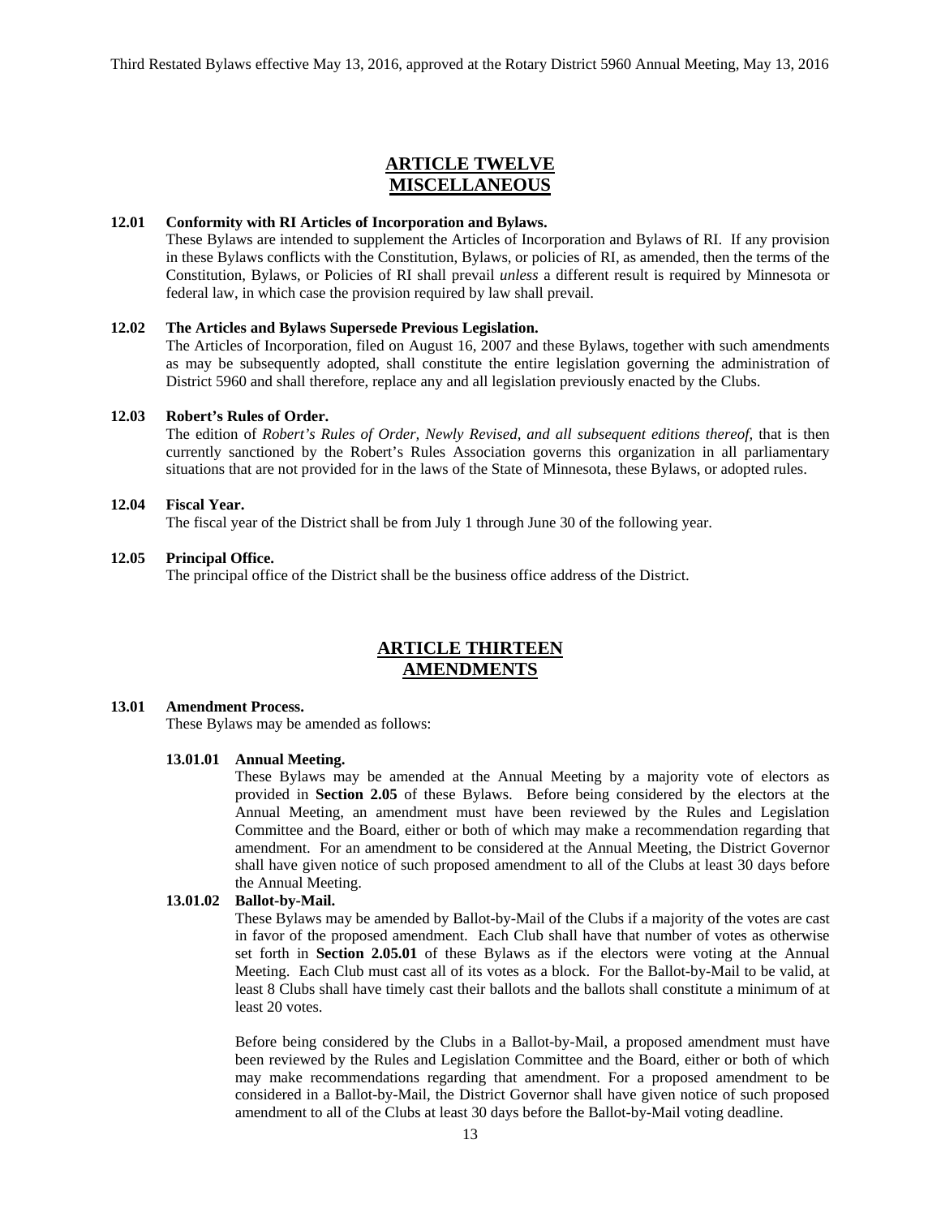## ARTICLE TWELVE
## MISCELLANEOUS

**12.01 Conformity with RI Articles of Incorporation and Bylaws.**
These Bylaws are intended to supplement the Articles of Incorporation and Bylaws of RI. If any provision in these Bylaws conflicts with the Constitution, Bylaws, or policies of RI, as amended, then the terms of the Constitution, Bylaws, or Policies of RI shall prevail *unless* a different result is required by Minnesota or federal law, in which case the provision required by law shall prevail.

**12.02 The Articles and Bylaws Supersede Previous Legislation.**
The Articles of Incorporation, filed on August 16, 2007 and these Bylaws, together with such amendments as may be subsequently adopted, shall constitute the entire legislation governing the administration of District 5960 and shall therefore, replace any and all legislation previously enacted by the Clubs.

**12.03 Robert's Rules of Order.**
The edition of *Robert's Rules of Order, Newly Revised, and all subsequent editions thereof,* that is then currently sanctioned by the Robert's Rules Association governs this organization in all parliamentary situations that are not provided for in the laws of the State of Minnesota, these Bylaws, or adopted rules.

**12.04 Fiscal Year.**
The fiscal year of the District shall be from July 1 through June 30 of the following year.

**12.05 Principal Office.**
The principal office of the District shall be the business office address of the District.

## ARTICLE THIRTEEN
## AMENDMENTS

**13.01 Amendment Process.**
These Bylaws may be amended as follows:

**13.01.01 Annual Meeting.**
These Bylaws may be amended at the Annual Meeting by a majority vote of electors as provided in **Section 2.05** of these Bylaws. Before being considered by the electors at the Annual Meeting, an amendment must have been reviewed by the Rules and Legislation Committee and the Board, either or both of which may make a recommendation regarding that amendment. For an amendment to be considered at the Annual Meeting, the District Governor shall have given notice of such proposed amendment to all of the Clubs at least 30 days before the Annual Meeting.

**13.01.02 Ballot-by-Mail.**
These Bylaws may be amended by Ballot-by-Mail of the Clubs if a majority of the votes are cast in favor of the proposed amendment. Each Club shall have that number of votes as otherwise set forth in **Section 2.05.01** of these Bylaws as if the electors were voting at the Annual Meeting. Each Club must cast all of its votes as a block. For the Ballot-by-Mail to be valid, at least 8 Clubs shall have timely cast their ballots and the ballots shall constitute a minimum of at least 20 votes.

Before being considered by the Clubs in a Ballot-by-Mail, a proposed amendment must have been reviewed by the Rules and Legislation Committee and the Board, either or both of which may make recommendations regarding that amendment. For a proposed amendment to be considered in a Ballot-by-Mail, the District Governor shall have given notice of such proposed amendment to all of the Clubs at least 30 days before the Ballot-by-Mail voting deadline.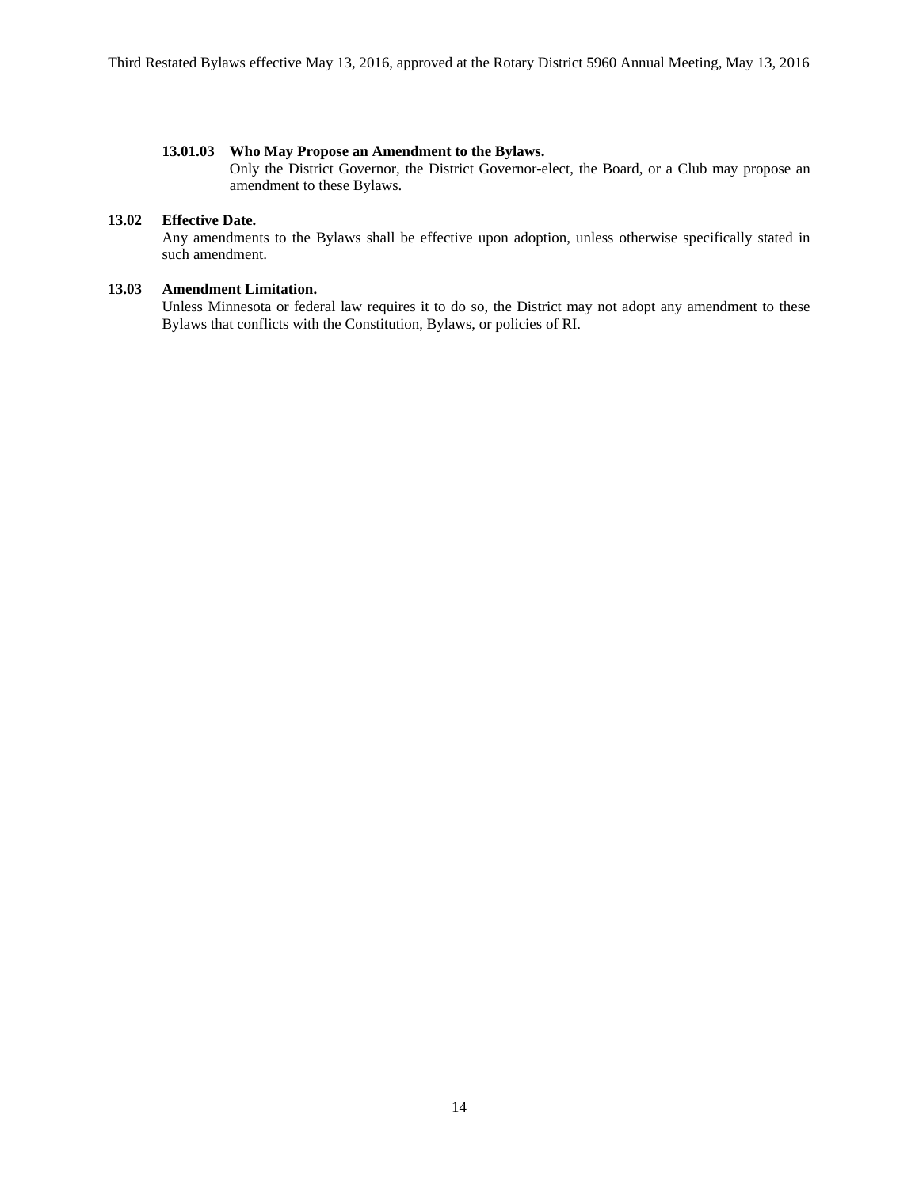**13.01.03 Who May Propose an Amendment to the Bylaws.**

Only the District Governor, the District Governor-elect, the Board, or a Club may propose an amendment to these Bylaws.

**13.02 Effective Date.**

Any amendments to the Bylaws shall be effective upon adoption, unless otherwise specifically stated in such amendment.

**13.03 Amendment Limitation.**

Unless Minnesota or federal law requires it to do so, the District may not adopt any amendment to these Bylaws that conflicts with the Constitution, Bylaws, or policies of RI.